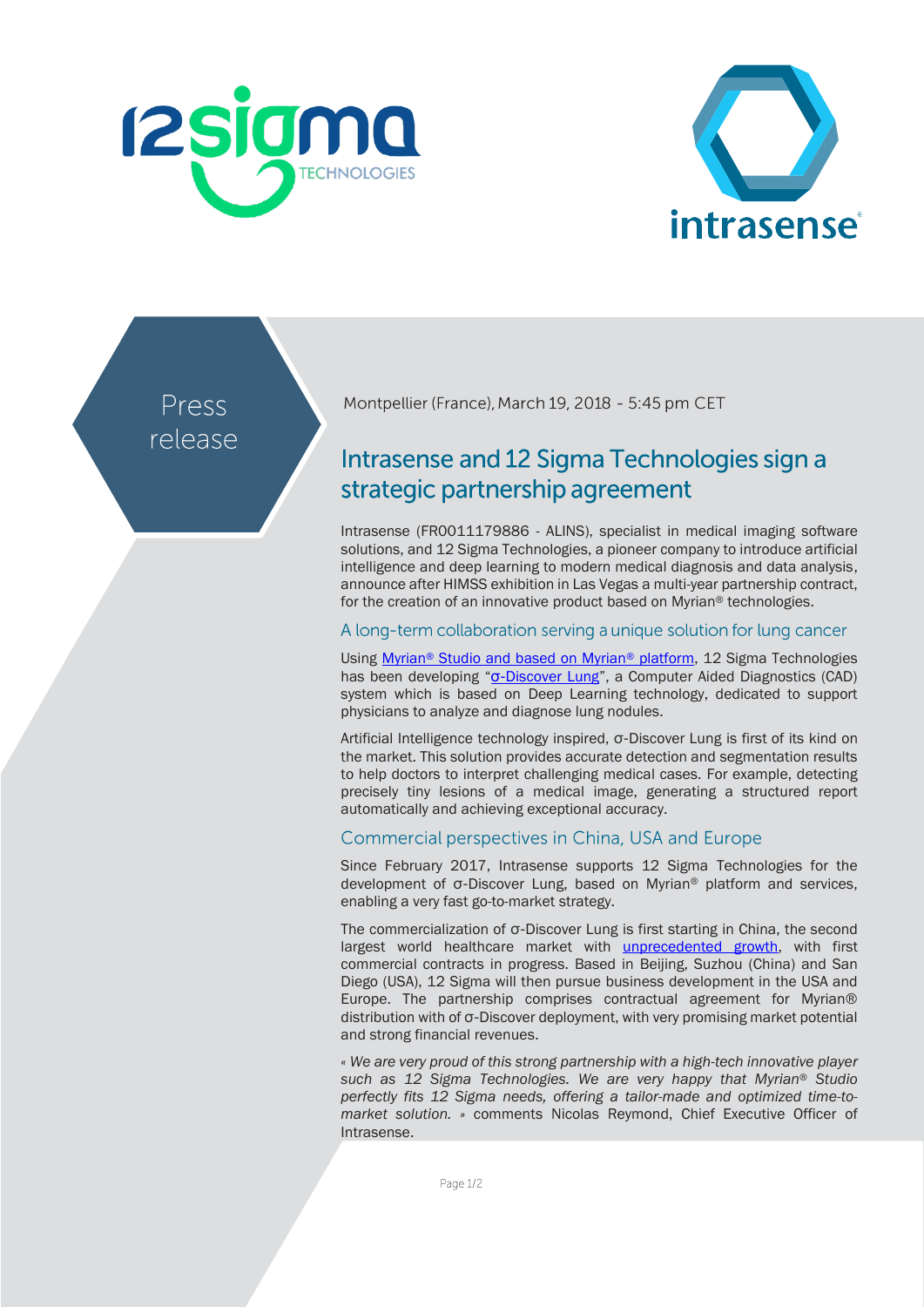Press release

Montpellier (France), March 19, 2018 - 5:45 pm CET

# Intrasense and 12 Sigma Technologies sign a strategic partnership agreement

Intrasense (FR0011179886 - ALINS), specialist in medical imaging software solutions, and 12 Sigma Technologies, a pioneer company to introduce artificial intelligence and deep learning to modern medical diagnosis and data analysis, announce after HIMSS exhibition in Las Vegas a multi-year partnership contract, for the creation of an innovative product based on Myrian® technologies.

## A long-term collaboration serving a unique solution for lung cancer

Using Myrian® Studio and based on Myrian® platform, 12 Sigma Technologies has been developing "σ-Discover Lung", a Computer Aided Diagnostics (CAD) system which is based on Deep Learning technology, dedicated to support physicians to analyze and diagnose lung nodules.

Artificial Intelligence technology inspired, σ-Discover Lung is first of its kind on the market. This solution provides accurate detection and segmentation results to help doctors to interpret challenging medical cases. For example, detecting precisely tiny lesions of a medical image, generating a structured report automatically and achieving exceptional accuracy.

## Commercial perspectives in China, USA and Europe

Since February 2017, Intrasense supports 12 Sigma Technologies for the development of σ-Discover Lung, based on Myrian® platform and services, enabling a very fast go-to-market strategy.

The commercialization of σ-Discover Lung is first starting in China, the second largest world healthcare market with unprecedented growth, with first commercial contracts in progress. Based in Beijing, Suzhou (China) and San Diego (USA), 12 Sigma will then pursue business development in the USA and Europe. The partnership comprises contractual agreement for Myrian® distribution with of σ-Discover deployment, with very promising market potential and strong financial revenues.

*« We are very proud of this strong partnership with a high-tech innovative player such as 12 Sigma Technologies. We are very happy that Myrian® Studio perfectly fits 12 Sigma needs, offering a tailor-made and optimized time-to-market solution. »* comments Nicolas Reymond, Chief Executive Officer of Intrasense.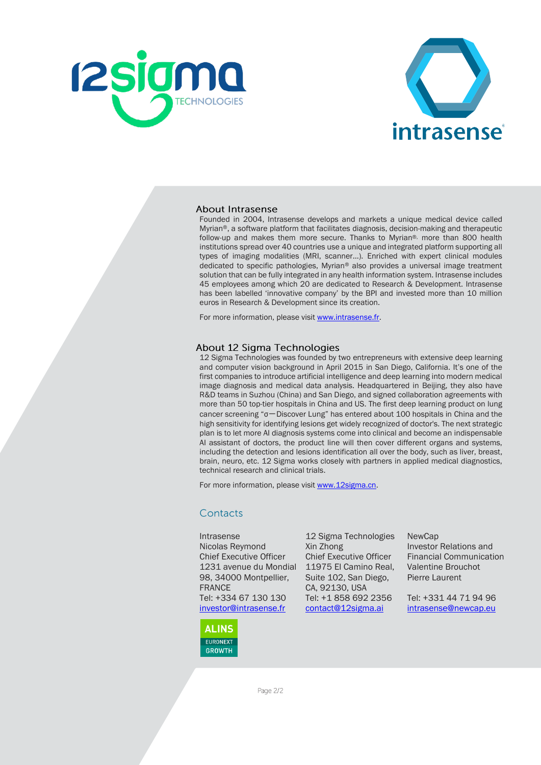## About Intrasense

Founded in 2004, Intrasense develops and markets a unique medical device called Myrian®, a software platform that facilitates diagnosis, decision-making and therapeutic follow-up and makes them more secure. Thanks to Myrian®, more than 800 health institutions spread over 40 countries use a unique and integrated platform supporting all types of imaging modalities (MRI, scanner…). Enriched with expert clinical modules dedicated to specific pathologies, Myrian® also provides a universal image treatment solution that can be fully integrated in any health information system. Intrasense includes 45 employees among which 20 are dedicated to Research & Development. Intrasense has been labelled 'innovative company' by the BPI and invested more than 10 million euros in Research & Development since its creation.

For more information, please visit www.intrasense.fr.

## About 12 Sigma Technologies

12 Sigma Technologies was founded by two entrepreneurs with extensive deep learning and computer vision background in April 2015 in San Diego, California. It's one of the first companies to introduce artificial intelligence and deep learning into modern medical image diagnosis and medical data analysis. Headquartered in Beijing, they also have R&D teams in Suzhou (China) and San Diego, and signed collaboration agreements with more than 50 top-tier hospitals in China and US. The first deep learning product on lung cancer screening "σ一Discover Lung" has entered about 100 hospitals in China and the high sensitivity for identifying lesions get widely recognized of doctor's. The next strategic plan is to let more AI diagnosis systems come into clinical and become an indispensable AI assistant of doctors, the product line will then cover different organs and systems, including the detection and lesions identification all over the body, such as liver, breast, brain, neuro, etc. 12 Sigma works closely with partners in applied medical diagnostics, technical research and clinical trials.

For more information, please visit www.12sigma.cn.

## Contacts

Intrasense
Nicolas Reymond
Chief Executive Officer
1231 avenue du Mondial 98, 34000 Montpellier, FRANCE
Tel: +334 67 130 130
investor@intrasense.fr

12 Sigma Technologies
Xin Zhong
Chief Executive Officer
11975 El Camino Real, Suite 102, San Diego, CA, 92130, USA
Tel: +1 858 692 2356
contact@12sigma.ai

NewCap
Investor Relations and Financial Communication
Valentine Brouchot
Pierre Laurent
Tel: +331 44 71 94 96
intrasense@newcap.eu

ALINS
EURONEXT GROWTH